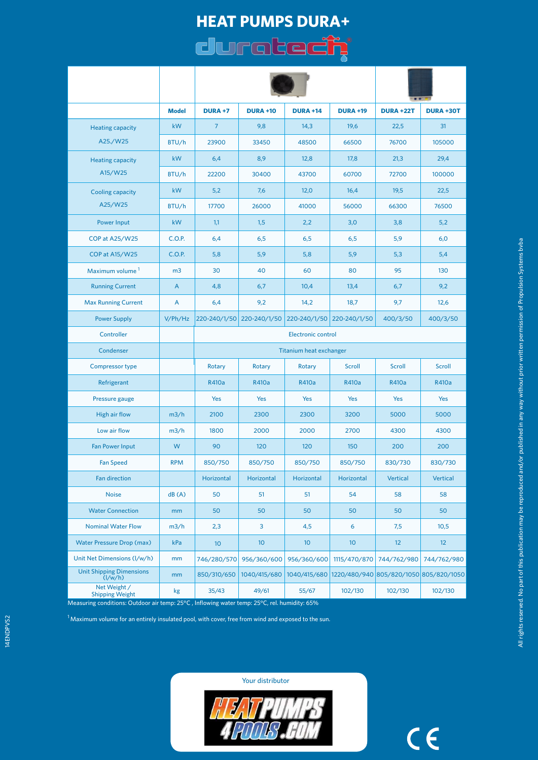# HEAT PUMPS DURA+

duratech®

| | Model | DURA +7 | DURA +10 | DURA +14 | DURA +19 | DURA +22T | DURA +30T |
|---|---|---|---|---|---|---|---|
| Heating capacity A25./W25 | kW | 7 | 9,8 | 14,3 | 19,6 | 22,5 | 31 |
| | BTU/h | 23900 | 33450 | 48500 | 66500 | 76700 | 105000 |
| Heating capacity A15/W25 | kW | 6,4 | 8,9 | 12,8 | 17,8 | 21,3 | 29,4 |
| | BTU/h | 22200 | 30400 | 43700 | 60700 | 72700 | 100000 |
| Cooling capacity A25/W25 | kW | 5,2 | 7,6 | 12,0 | 16,4 | 19,5 | 22,5 |
| | BTU/h | 17700 | 26000 | 41000 | 56000 | 66300 | 76500 |
| Power Input | kW | 1,1 | 1,5 | 2,2 | 3,0 | 3,8 | 5,2 |
| COP at A25/W25 | C.O.P. | 6,4 | 6,5 | 6,5 | 6,5 | 5,9 | 6,0 |
| COP at A15/W25 | C.O.P. | 5,8 | 5,9 | 5,8 | 5,9 | 5,3 | 5,4 |
| Maximum volume [1] | m3 | 30 | 40 | 60 | 80 | 95 | 130 |
| Running Current | A | 4,8 | 6,7 | 10,4 | 13,4 | 6,7 | 9,2 |
| Max Running Current | A | 6,4 | 9,2 | 14,2 | 18,7 | 9,7 | 12,6 |
| Power Supply | V/Ph/Hz | 220-240/1/50 | 220-240/1/50 | 220-240/1/50 | 220-240/1/50 | 400/3/50 | 400/3/50 |
| Controller | | Electronic control | | | | | |
| Condenser | | Titanium heat exchanger | | | | | |
| Compressor type | | Rotary | Rotary | Rotary | Scroll | Scroll | Scroll |
| Refrigerant | | R410a | R410a | R410a | R410a | R410a | R410a |
| Pressure gauge | | Yes | Yes | Yes | Yes | Yes | Yes |
| High air flow | m3/h | 2100 | 2300 | 2300 | 3200 | 5000 | 5000 |
| Low air flow | m3/h | 1800 | 2000 | 2000 | 2700 | 4300 | 4300 |
| Fan Power Input | W | 90 | 120 | 120 | 150 | 200 | 200 |
| Fan Speed | RPM | 850/750 | 850/750 | 850/750 | 850/750 | 830/730 | 830/730 |
| Fan direction | | Horizontal | Horizontal | Horizontal | Horizontal | Vertical | Vertical |
| Noise | dB (A) | 50 | 51 | 51 | 54 | 58 | 58 |
| Water Connection | mm | 50 | 50 | 50 | 50 | 50 | 50 |
| Nominal Water Flow | m3/h | 2,3 | 3 | 4,5 | 6 | 7,5 | 10,5 |
| Water Pressure Drop (max) | kPa | 10 | 10 | 10 | 10 | 12 | 12 |
| Unit Net Dimensions (l/w/h) | mm | 746/280/570 | 956/360/600 | 956/360/600 | 1115/470/870 | 744/762/980 | 744/762/980 |
| Unit Shipping Dimensions (l/w/h) | mm | 850/310/650 | 1040/415/680 | 1040/415/680 | 1220/480/940 | 805/820/1050 | 805/820/1050 |
| Net Weight / Shipping Weight | kg | 35/43 | 49/61 | 55/67 | 102/130 | 102/130 | 102/130 |

Measuring conditions: Outdoor air temp: 25°C , Inflowing water temp: 25°C, rel. humidity: 65%

[1] Maximum volume for an entirely insulated pool, with cover, free from wind and exposed to the sun.

14ENDPVS2

All rights reserved. No part of this publication may be reproduced and/or published in any way without prior written permission of Propulsion Systems bvba

Your distributor

HEATPUMPS 4POOLS.COM

CE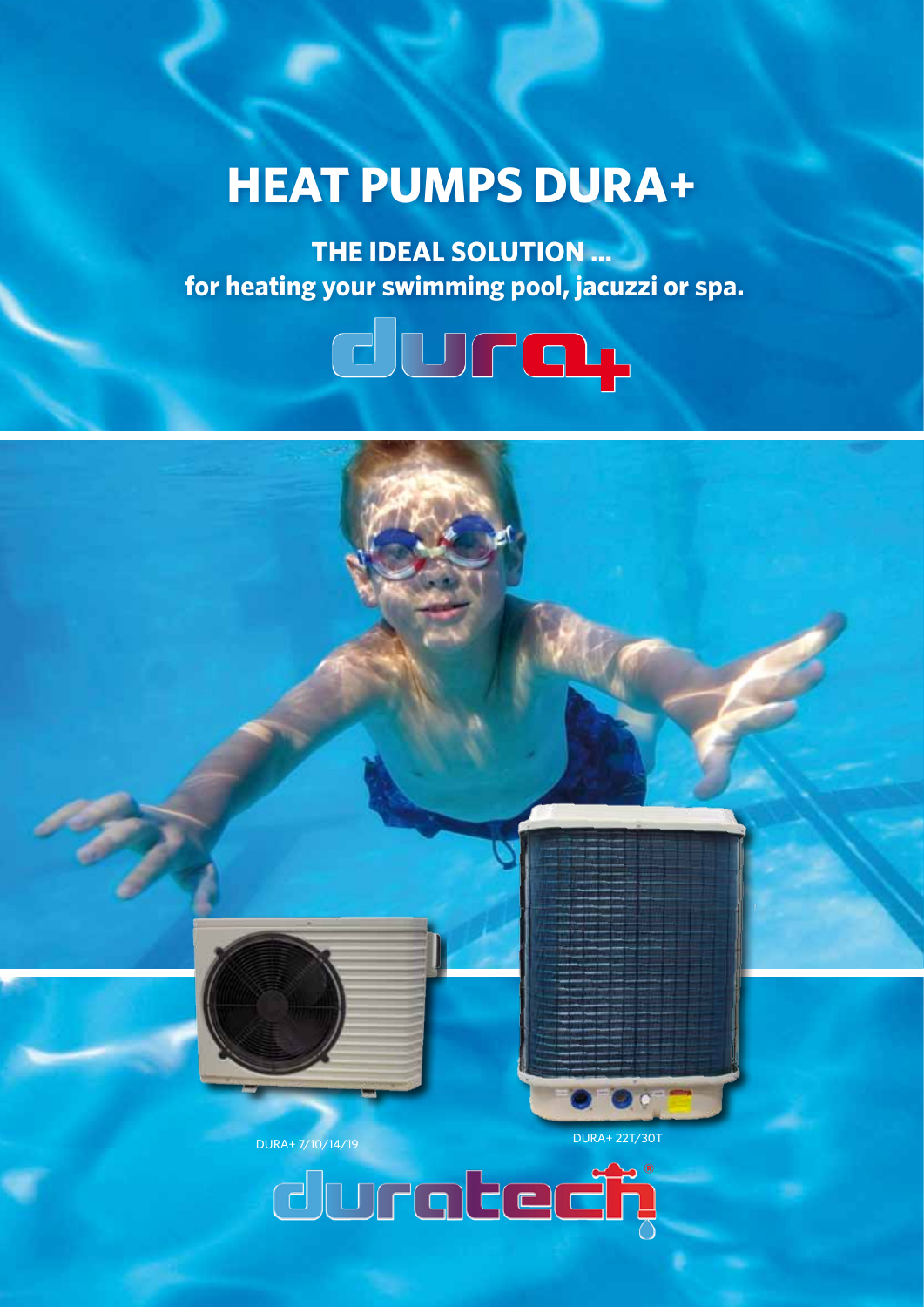# HEAT PUMPS DURA+

**THE IDEAL SOLUTION ...**
**for heating your swimming pool, jacuzzi or spa.**

dura+

DURA+ 7/10/14/19

DURA+ 22T/30T

duratech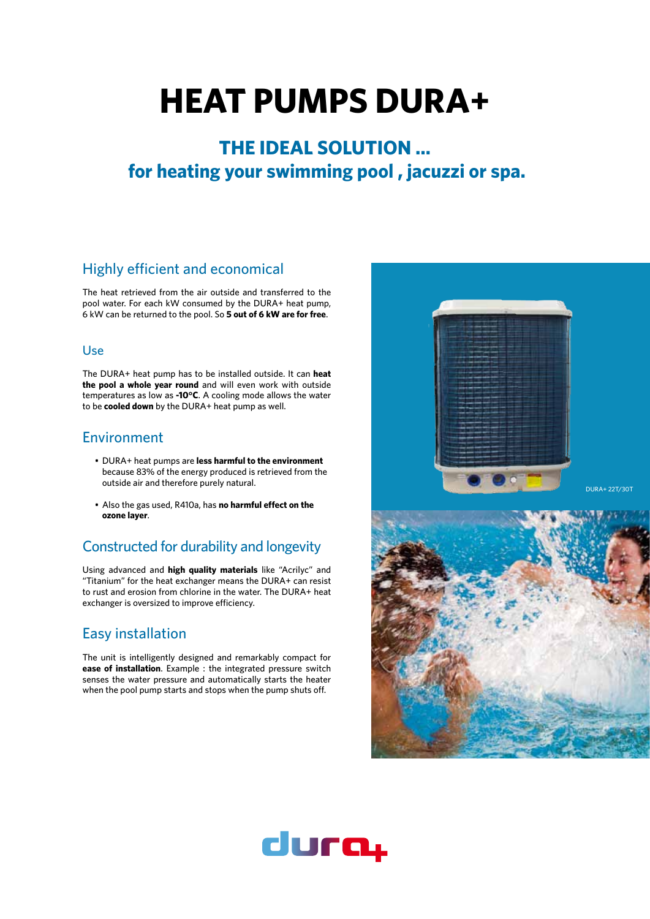# HEAT PUMPS DURA+

## THE IDEAL SOLUTION ...
## for heating your swimming pool , jacuzzi or spa.

### Highly efficient and economical

The heat retrieved from the air outside and transferred to the pool water. For each kW consumed by the DURA+ heat pump, 6 kW can be returned to the pool. So **5 out of 6 kW are for free**.

### Use

The DURA+ heat pump has to be installed outside. It can **heat the pool a whole year round** and will even work with outside temperatures as low as **-10°C**. A cooling mode allows the water to be **cooled down** by the DURA+ heat pump as well.

### Environment

- DURA+ heat pumps are **less harmful to the environment** because 83% of the energy produced is retrieved from the outside air and therefore purely natural.
- Also the gas used, R410a, has **no harmful effect on the ozone layer**.

### Constructed for durability and longevity

Using advanced and **high quality materials** like "Acrilyc" and "Titanium" for the heat exchanger means the DURA+ can resist to rust and erosion from chlorine in the water. The DURA+ heat exchanger is oversized to improve efficiency.

### Easy installation

The unit is intelligently designed and remarkably compact for **ease of installation**. Example : the integrated pressure switch senses the water pressure and automatically starts the heater when the pool pump starts and stops when the pump shuts off.

DURA+ 22T/30T

dura+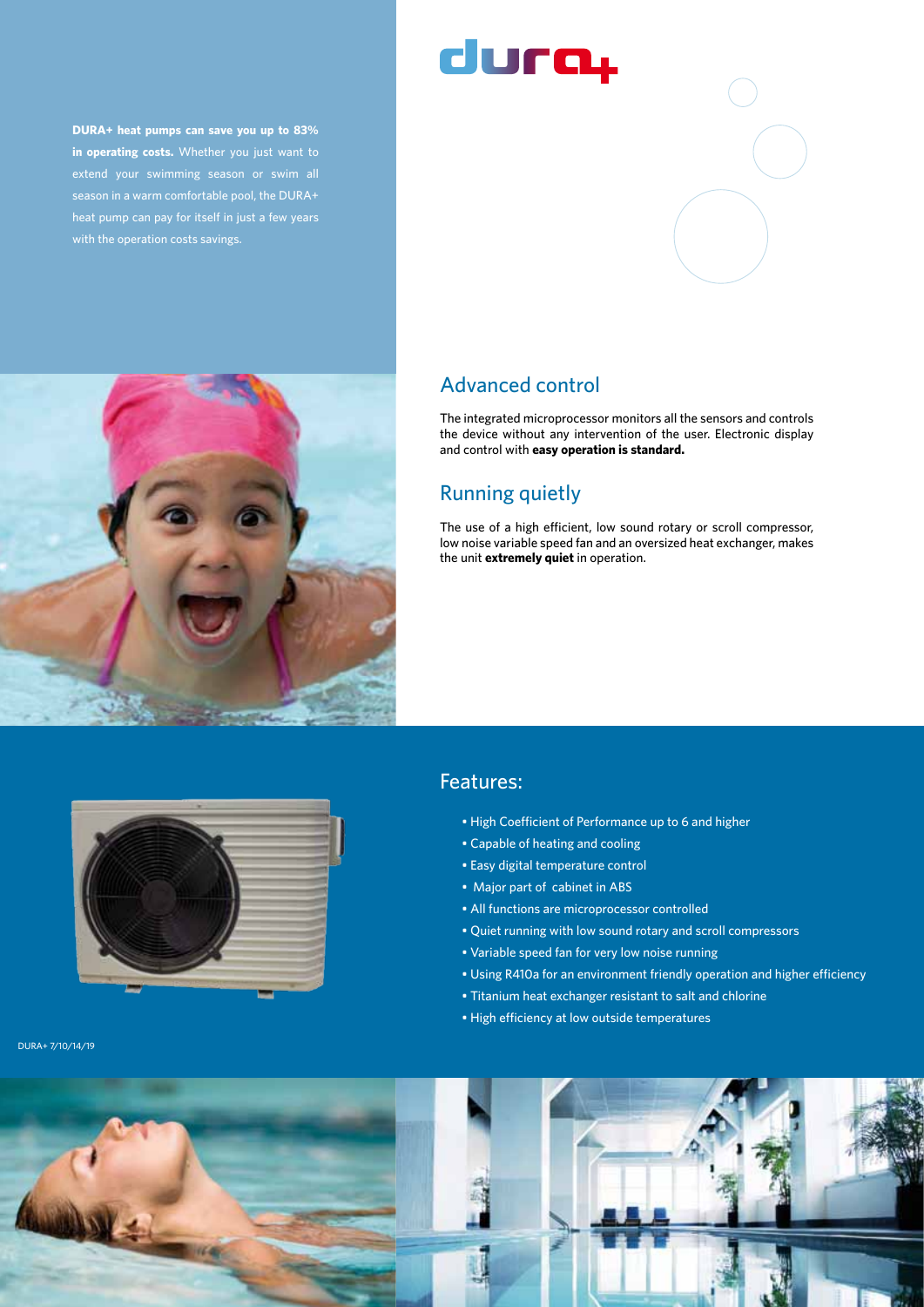**DURA+ heat pumps can save you up to 83% in operating costs.** Whether you just want to extend your swimming season or swim all season in a warm comfortable pool, the DURA+ heat pump can pay for itself in just a few years with the operation costs savings.

dura+

## Advanced control

The integrated microprocessor monitors all the sensors and controls the device without any intervention of the user. Electronic display and control with **easy operation is standard.**

## Running quietly

The use of a high efficient, low sound rotary or scroll compressor, low noise variable speed fan and an oversized heat exchanger, makes the unit **extremely quiet** in operation.

## Features:

- High Coefficient of Performance up to 6 and higher
- Capable of heating and cooling
- Easy digital temperature control
- Major part of cabinet in ABS
- All functions are microprocessor controlled
- Quiet running with low sound rotary and scroll compressors
- Variable speed fan for very low noise running
- Using R410a for an environment friendly operation and higher efficiency
- Titanium heat exchanger resistant to salt and chlorine
- High efficiency at low outside temperatures

DURA+ 7/10/14/19